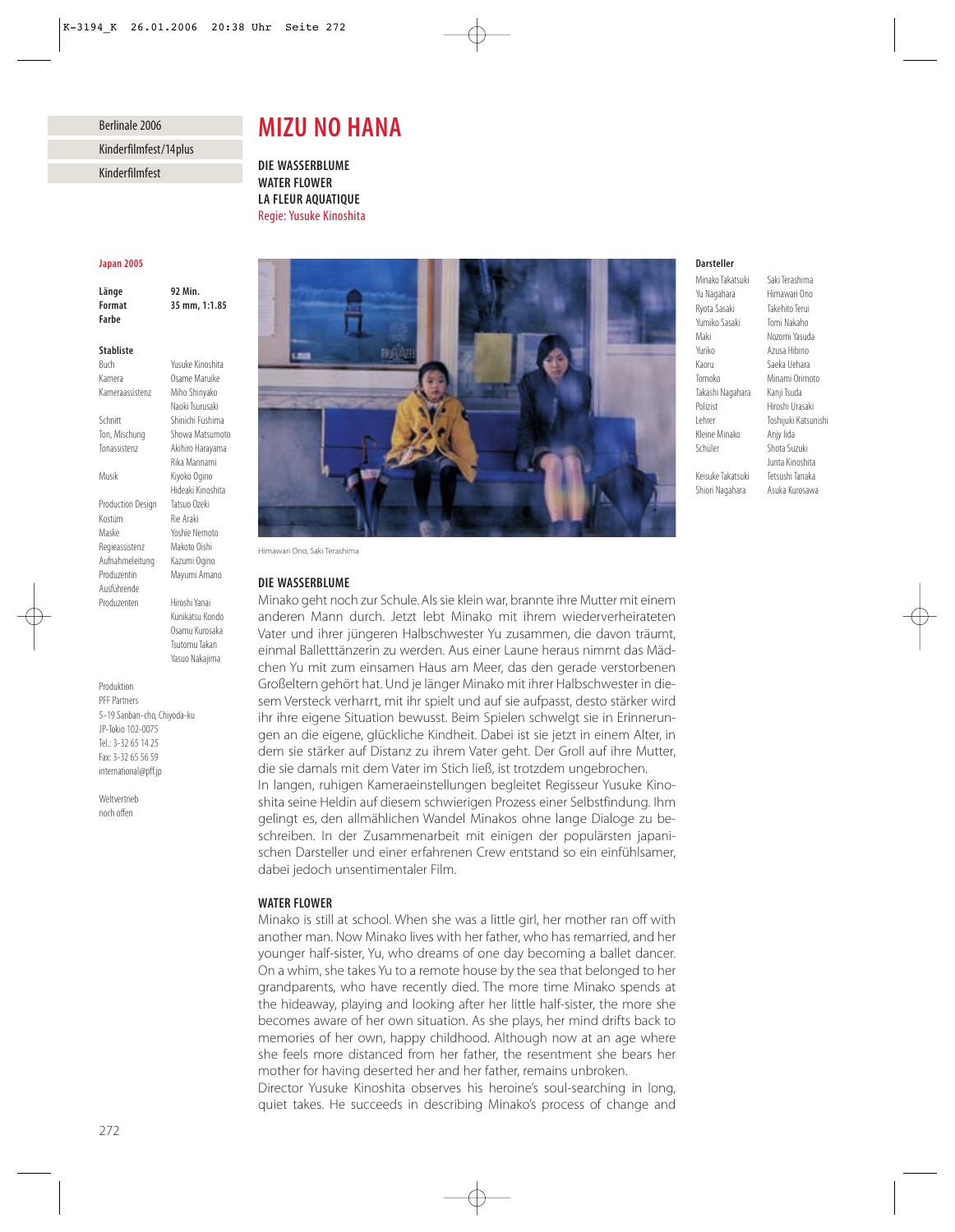Berlinale 2006

Kinderfilmfest/14plus

Kinderfilmfest

# MIZU NO HANA

**DIE WASSERBLUME**
**WATER FLOWER**
**LA FLEUR AQUATIQUE**
Regie: Yusuke Kinoshita

**Japan 2005**

| | |
|---|---|
| **Länge** | **92 Min.** |
| **Format** | **35 mm, 1:1.85** |
| **Farbe** | |

**Stabliste**

| | |
|---|---|
| Buch | Yusuke Kinoshita |
| Kamera | Osame Maruike |
| Kameraassistenz | Miho Shinyako<br>Naoki Tsurusaki |
| Schnitt | Shinichi Fushima |
| Ton, Mischung | Showa Matsumoto |
| Tonassistenz | Akihiro Harayama<br>Rika Mannami |
| Musik | Kiyoko Ogino<br>Hideaki Kinoshita |
| Production Design | Tatsuo Ozeki |
| Kostüm | Rie Araki |
| Maske | Yoshie Nemoto |
| Regieassistenz | Makoto Oishi |
| Aufnahmeleitung | Kazumi Ogino |
| Produzentin | Mayumi Amano |
| Ausführende Produzenten | Hiroshi Yanai<br>Kunikatsu Kondo<br>Osamu Kurosaka<br>Tsutomu Takan<br>Yasuo Nakajima |

Produktion
PFF Partners
5-19 Sanban-cho, Chiyoda-ku
JP-Tokio 102-0075
Tel.: 3-32 65 14 25
Fax: 3-32 65 56 59
international@pff.jp

Weltvertrieb
noch offen

**Darsteller**

| | |
|---|---|
| Minako Takatsuki | Saki Terashima |
| Yu Nagahara | Himawari Ono |
| Ryota Sasaki | Takehito Terui |
| Yumiko Sasaki | Tomi Nakaho |
| Maki | Nozomi Yasuda |
| Yuriko | Azusa Hibino |
| Kaoru | Saeka Uehara |
| Tomoko | Minami Orimoto |
| Takashi Nagahara | Kanji Tsuda |
| Polizist | Hiroshi Urasaki |
| Lehrer | Toshiyuki Katsunishi |
| Kleine Minako | Anjy Iida |
| Schüler | Shota Suzuki<br>Junta Kinoshita |
| Keisuke Takatsuki | Tetsushi Tanaka |
| Shiori Nagahara | Asuka Kurosawa |

Himawari Ono, Saki Terashima

## DIE WASSERBLUME

Minako geht noch zur Schule. Als sie klein war, brannte ihre Mutter mit einem anderen Mann durch. Jetzt lebt Minako mit ihrem wiederverheirateten Vater und ihrer jüngeren Halbschwester Yu zusammen, die davon träumt, einmal Balletttänzerin zu werden. Aus einer Laune heraus nimmt das Mädchen Yu mit zum einsamen Haus am Meer, das den gerade verstorbenen Großeltern gehört hat. Und je länger Minako mit ihrer Halbschwester in diesem Versteck verharrt, mit ihr spielt und auf sie aufpasst, desto stärker wird ihr ihre eigene Situation bewusst. Beim Spielen schwelgt sie in Erinnerungen an die eigene, glückliche Kindheit. Dabei ist sie jetzt in einem Alter, in dem sie stärker auf Distanz zu ihrem Vater geht. Der Groll auf ihre Mutter, die sie damals mit dem Vater im Stich ließ, ist trotzdem ungebrochen.
In langen, ruhigen Kameraeinstellungen begleitet Regisseur Yusuke Kinoshita seine Heldin auf diesem schwierigen Prozess einer Selbstfindung. Ihm gelingt es, den allmählichen Wandel Minakos ohne lange Dialoge zu beschreiben. In der Zusammenarbeit mit einigen der populärsten japanischen Darsteller und einer erfahrenen Crew entstand so ein einfühlsamer, dabei jedoch unsentimentaler Film.

## WATER FLOWER

Minako is still at school. When she was a little girl, her mother ran off with another man. Now Minako lives with her father, who has remarried, and her younger half-sister, Yu, who dreams of one day becoming a ballet dancer. On a whim, she takes Yu to a remote house by the sea that belonged to her grandparents, who have recently died. The more time Minako spends at the hideaway, playing and looking after her little half-sister, the more she becomes aware of her own situation. As she plays, her mind drifts back to memories of her own, happy childhood. Although now at an age where she feels more distanced from her father, the resentment she bears her mother for having deserted her and her father, remains unbroken.
Director Yusuke Kinoshita observes his heroine's soul-searching in long, quiet takes. He succeeds in describing Minako's process of change and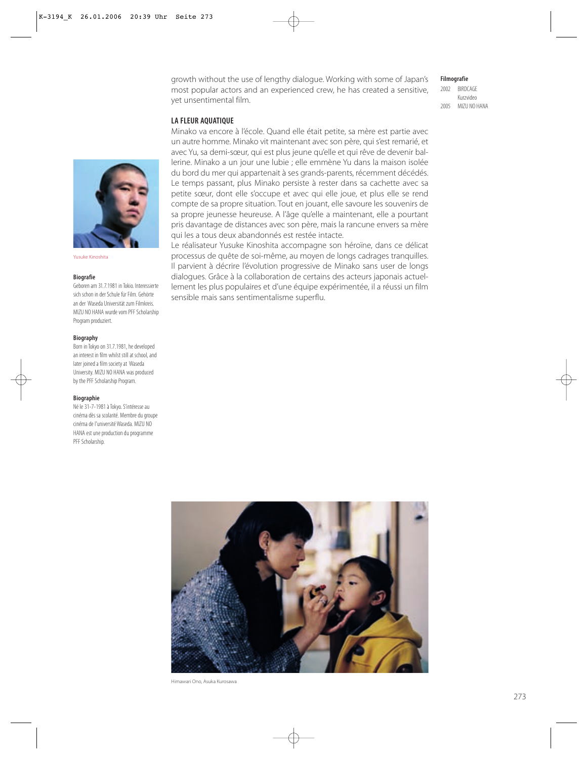growth without the use of lengthy dialogue. Working with some of Japan's most popular actors and an experienced crew, he has created a sensitive, yet unsentimental film.

### LA FLEUR AQUATIQUE

Minako va encore à l'école. Quand elle était petite, sa mère est partie avec un autre homme. Minako vit maintenant avec son père, qui s'est remarié, et avec Yu, sa demi-sœur, qui est plus jeune qu'elle et qui rêve de devenir ballerine. Minako a un jour une lubie ; elle emmène Yu dans la maison isolée du bord du mer qui appartenait à ses grands-parents, récemment décédés. Le temps passant, plus Minako persiste à rester dans sa cachette avec sa petite sœur, dont elle s'occupe et avec qui elle joue, et plus elle se rend compte de sa propre situation. Tout en jouant, elle savoure les souvenirs de sa propre jeunesse heureuse. A l'âge qu'elle a maintenant, elle a pourtant pris davantage de distances avec son père, mais la rancune envers sa mère qui les a tous deux abandonnés est restée intacte.

Le réalisateur Yusuke Kinoshita accompagne son héroïne, dans ce délicat processus de quête de soi-même, au moyen de longs cadrages tranquilles. Il parvient à décrire l'évolution progressive de Minako sans user de longs dialogues. Grâce à la collaboration de certains des acteurs japonais actuellement les plus populaires et d'une équipe expérimentée, il a réussi un film sensible mais sans sentimentalisme superflu.

Yusuke Kinoshita

**Biografie**

Geboren am 31.7.1981 in Tokio. Interessierte sich schon in der Schule für Film. Gehörte an der Waseda Universität zum Filmkreis. MIZU NO HANA wurde vom PFF Scholarship Program produziert.

**Biography**

Born in Tokyo on 31.7.1981, he developed an interest in film whilst still at school, and later joined a film society at Waseda University. MIZU NO HANA was produced by the PFF Scholarship Program.

**Biographie**

Né le 31-7-1981 à Tokyo. S'intéresse au cinéma dès sa scolarité. Membre du groupe cinéma de l'université Waseda. MIZU NO HANA est une production du programme PFF Scholarship.

**Filmografie**

2002 BIRDCAGE
Kurzvideo
2005 MIZU NO HANA

Himawari Ono, Asuka Kurosawa